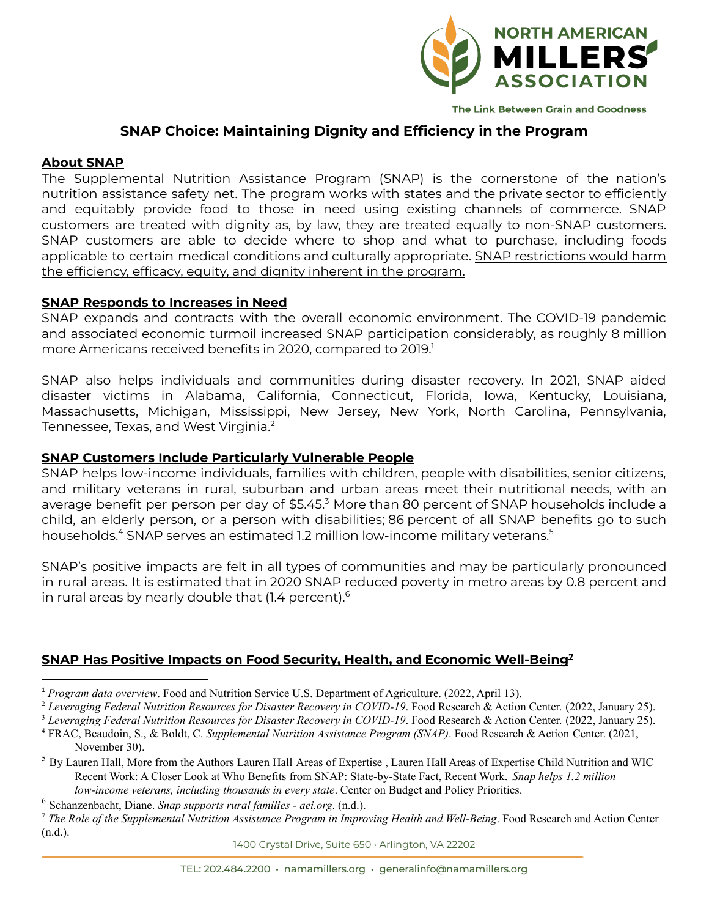NORTH AMERICAN MILLERS' ASSOCIATION

The Link Between Grain and Goodness

# SNAP Choice: Maintaining Dignity and Efficiency in the Program

## About SNAP

The Supplemental Nutrition Assistance Program (SNAP) is the cornerstone of the nation's nutrition assistance safety net. The program works with states and the private sector to efficiently and equitably provide food to those in need using existing channels of commerce. SNAP customers are treated with dignity as, by law, they are treated equally to non-SNAP customers. SNAP customers are able to decide where to shop and what to purchase, including foods applicable to certain medical conditions and culturally appropriate. SNAP restrictions would harm the efficiency, efficacy, equity, and dignity inherent in the program.

## SNAP Responds to Increases in Need

SNAP expands and contracts with the overall economic environment. The COVID-19 pandemic and associated economic turmoil increased SNAP participation considerably, as roughly 8 million more Americans received benefits in 2020, compared to 2019.[1]

SNAP also helps individuals and communities during disaster recovery. In 2021, SNAP aided disaster victims in Alabama, California, Connecticut, Florida, Iowa, Kentucky, Louisiana, Massachusetts, Michigan, Mississippi, New Jersey, New York, North Carolina, Pennsylvania, Tennessee, Texas, and West Virginia.[2]

## SNAP Customers Include Particularly Vulnerable People

SNAP helps low-income individuals, families with children, people with disabilities, senior citizens, and military veterans in rural, suburban and urban areas meet their nutritional needs, with an average benefit per person per day of $5.45.[3] More than 80 percent of SNAP households include a child, an elderly person, or a person with disabilities; 86 percent of all SNAP benefits go to such households.[4] SNAP serves an estimated 1.2 million low-income military veterans.[5]

SNAP's positive impacts are felt in all types of communities and may be particularly pronounced in rural areas. It is estimated that in 2020 SNAP reduced poverty in metro areas by 0.8 percent and in rural areas by nearly double that (1.4 percent).[6]

## SNAP Has Positive Impacts on Food Security, Health, and Economic Well-Being[7]

---

[1] *Program data overview*. Food and Nutrition Service U.S. Department of Agriculture. (2022, April 13).

[2] *Leveraging Federal Nutrition Resources for Disaster Recovery in COVID-19*. Food Research & Action Center. (2022, January 25).

[3] *Leveraging Federal Nutrition Resources for Disaster Recovery in COVID-19*. Food Research & Action Center. (2022, January 25).

[4] FRAC, Beaudoin, S., & Boldt, C. *Supplemental Nutrition Assistance Program (SNAP)*. Food Research & Action Center. (2021, November 30).

[5] By Lauren Hall, More from the Authors Lauren Hall Areas of Expertise , Lauren Hall Areas of Expertise Child Nutrition and WIC Recent Work: A Closer Look at Who Benefits from SNAP: State-by-State Fact, Recent Work. *Snap helps 1.2 million low-income veterans, including thousands in every state*. Center on Budget and Policy Priorities.

[6] Schanzenbacht, Diane. *Snap supports rural families - aei.org*. (n.d.).

[7] *The Role of the Supplemental Nutrition Assistance Program in Improving Health and Well-Being*. Food Research and Action Center (n.d.).

1400 Crystal Drive, Suite 650 • Arlington, VA 22202

TEL: 202.484.2200 • namamillers.org • generalinfo@namamillers.org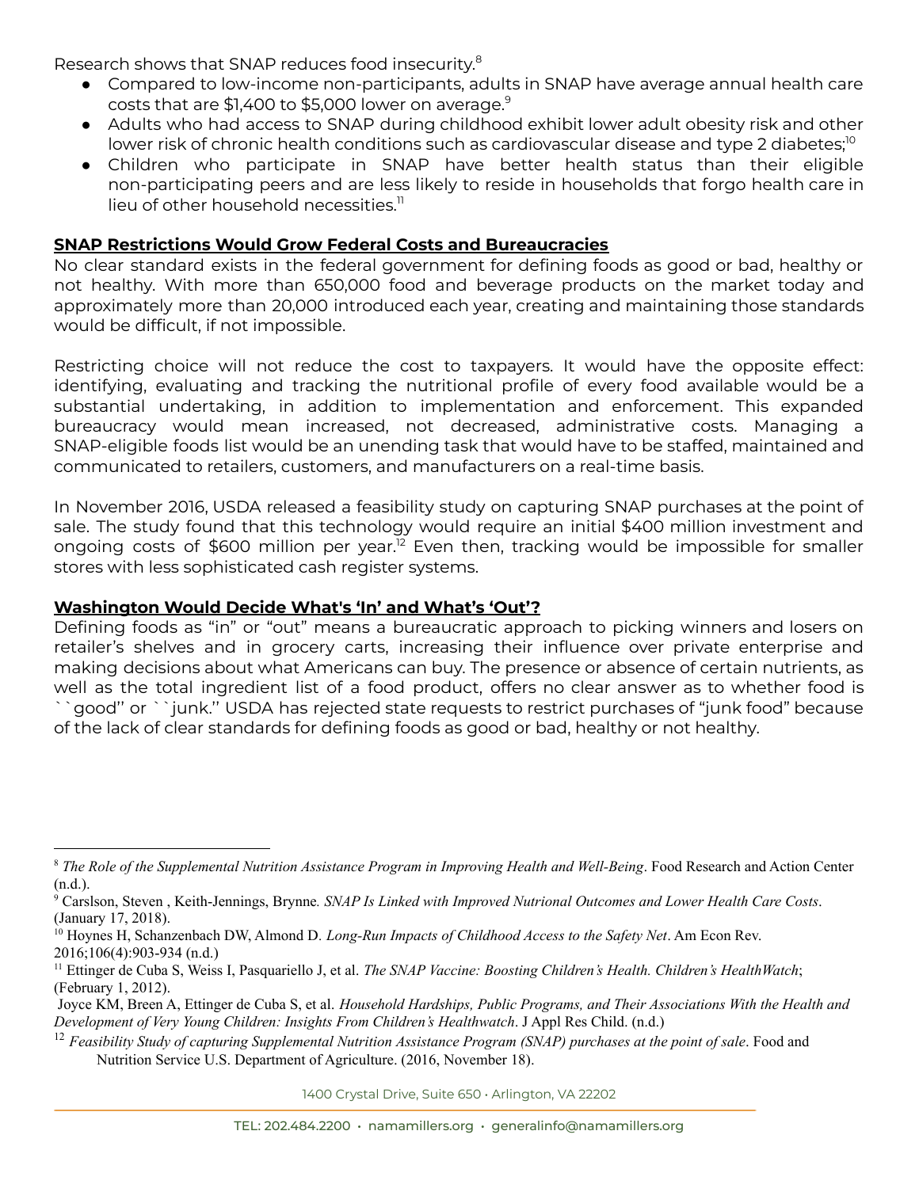Research shows that SNAP reduces food insecurity.[8]

- Compared to low-income non-participants, adults in SNAP have average annual health care costs that are $1,400 to $5,000 lower on average.[9]
- Adults who had access to SNAP during childhood exhibit lower adult obesity risk and other lower risk of chronic health conditions such as cardiovascular disease and type 2 diabetes;[10]
- Children who participate in SNAP have better health status than their eligible non-participating peers and are less likely to reside in households that forgo health care in lieu of other household necessities.[11]

**SNAP Restrictions Would Grow Federal Costs and Bureaucracies**

No clear standard exists in the federal government for defining foods as good or bad, healthy or not healthy. With more than 650,000 food and beverage products on the market today and approximately more than 20,000 introduced each year, creating and maintaining those standards would be difficult, if not impossible.

Restricting choice will not reduce the cost to taxpayers. It would have the opposite effect: identifying, evaluating and tracking the nutritional profile of every food available would be a substantial undertaking, in addition to implementation and enforcement. This expanded bureaucracy would mean increased, not decreased, administrative costs. Managing a SNAP-eligible foods list would be an unending task that would have to be staffed, maintained and communicated to retailers, customers, and manufacturers on a real-time basis.

In November 2016, USDA released a feasibility study on capturing SNAP purchases at the point of sale. The study found that this technology would require an initial $400 million investment and ongoing costs of $600 million per year.[12] Even then, tracking would be impossible for smaller stores with less sophisticated cash register systems.

**Washington Would Decide What's 'In' and What's 'Out'?**

Defining foods as "in" or "out" means a bureaucratic approach to picking winners and losers on retailer's shelves and in grocery carts, increasing their influence over private enterprise and making decisions about what Americans can buy. The presence or absence of certain nutrients, as well as the total ingredient list of a food product, offers no clear answer as to whether food is ``good'' or ``junk.'' USDA has rejected state requests to restrict purchases of "junk food" because of the lack of clear standards for defining foods as good or bad, healthy or not healthy.

---

[8] *The Role of the Supplemental Nutrition Assistance Program in Improving Health and Well-Being*. Food Research and Action Center (n.d.).

[9] Carslson, Steven , Keith-Jennings, Brynne*. SNAP Is Linked with Improved Nutrional Outcomes and Lower Health Care Costs*. (January 17, 2018).

[10] Hoynes H, Schanzenbach DW, Almond D. *Long-Run Impacts of Childhood Access to the Safety Net*. Am Econ Rev. 2016;106(4):903-934 (n.d.)

[11] Ettinger de Cuba S, Weiss I, Pasquariello J, et al. *The SNAP Vaccine: Boosting Children's Health. Children's HealthWatch*; (February 1, 2012).

Joyce KM, Breen A, Ettinger de Cuba S, et al. *Household Hardships, Public Programs, and Their Associations With the Health and Development of Very Young Children: Insights From Children's Healthwatch*. J Appl Res Child. (n.d.)

[12] *Feasibility Study of capturing Supplemental Nutrition Assistance Program (SNAP) purchases at the point of sale*. Food and Nutrition Service U.S. Department of Agriculture. (2016, November 18).

1400 Crystal Drive, Suite 650 • Arlington, VA 22202

TEL: 202.484.2200 • namamillers.org • generalinfo@namamillers.org